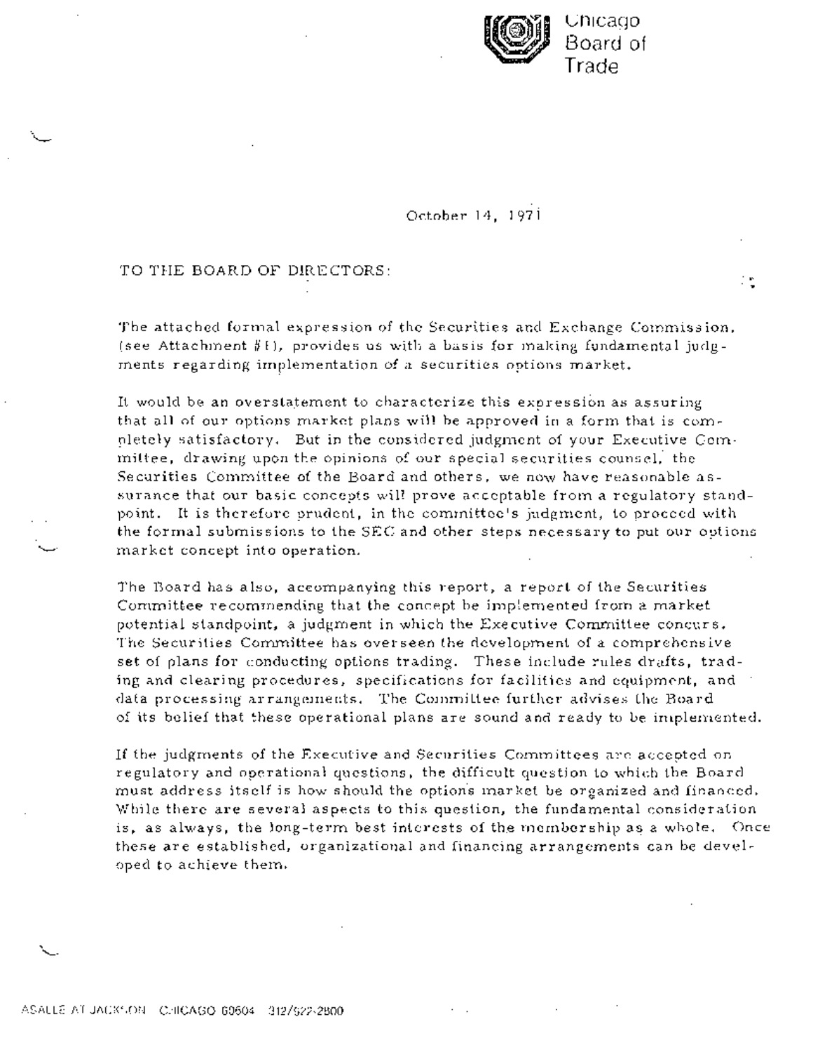Chicago
Board of
Trade

October 14, 1971

TO THE BOARD OF DIRECTORS:

The attached formal expression of the Securities and Exchange Commission, (see Attachment #1), provides us with a basis for making fundamental judgments regarding implementation of a securities options market.

It would be an overstatement to characterize this expression as assuring that all of our options market plans will be approved in a form that is completely satisfactory. But in the considered judgment of your Executive Committee, drawing upon the opinions of our special securities counsel, the Securities Committee of the Board and others, we now have reasonable assurance that our basic concepts will prove acceptable from a regulatory standpoint. It is therefore prudent, in the committee's judgment, to proceed with the formal submissions to the SEC and other steps necessary to put our options market concept into operation.

The Board has also, accompanying this report, a report of the Securities Committee recommending that the concept be implemented from a market potential standpoint, a judgment in which the Executive Committee concurs. The Securities Committee has overseen the development of a comprehensive set of plans for conducting options trading. These include rules drafts, trading and clearing procedures, specifications for facilities and equipment, and data processing arrangements. The Committee further advises the Board of its belief that these operational plans are sound and ready to be implemented.

If the judgments of the Executive and Securities Committees are accepted on regulatory and operational questions, the difficult question to which the Board must address itself is how should the options market be organized and financed. While there are several aspects to this question, the fundamental consideration is, as always, the long-term best interests of the membership as a whole. Once these are established, organizational and financing arrangements can be developed to achieve them.

ASALLE AT JACKSON CHICAGO 60604 312/922-2800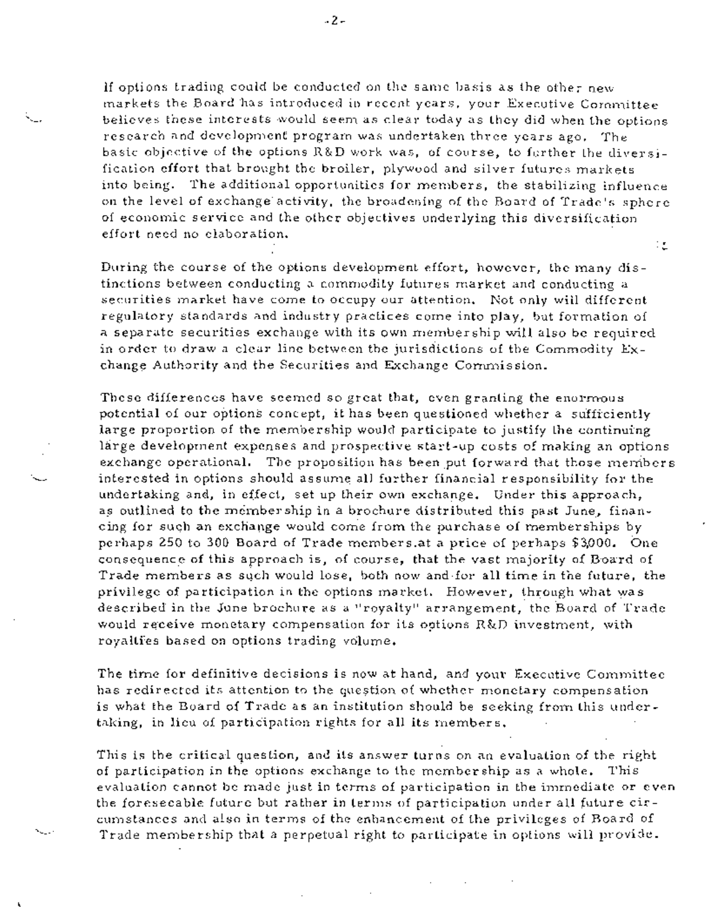If options trading could be conducted on the same basis as the other new markets the Board has introduced in recent years, your Executive Committee believes these interests would seem as clear today as they did when the options research and development program was undertaken three years ago. The basic objective of the options R&D work was, of course, to further the diversification effort that brought the broiler, plywood and silver futures markets into being. The additional opportunities for members, the stabilizing influence on the level of exchange activity, the broadening of the Board of Trade's sphere of economic service and the other objectives underlying this diversification effort need no elaboration.

During the course of the options development effort, however, the many distinctions between conducting a commodity futures market and conducting a securities market have come to occupy our attention. Not only will different regulatory standards and industry practices come into play, but formation of a separate securities exchange with its own membership will also be required in order to draw a clear line between the jurisdictions of the Commodity Exchange Authority and the Securities and Exchange Commission.

These differences have seemed so great that, even granting the enormous potential of our options concept, it has been questioned whether a sufficiently large proportion of the membership would participate to justify the continuing large development expenses and prospective start-up costs of making an options exchange operational. The proposition has been put forward that those members interested in options should assume all further financial responsibility for the undertaking and, in effect, set up their own exchange. Under this approach, as outlined to the membership in a brochure distributed this past June, financing for such an exchange would come from the purchase of memberships by perhaps 250 to 300 Board of Trade members at a price of perhaps $3,000. One consequence of this approach is, of course, that the vast majority of Board of Trade members as such would lose, both now and for all time in the future, the privilege of participation in the options market. However, through what was described in the June brochure as a "royalty" arrangement, the Board of Trade would receive monetary compensation for its options R&D investment, with royalties based on options trading volume.

The time for definitive decisions is now at hand, and your Executive Committee has redirected its attention to the question of whether monetary compensation is what the Board of Trade as an institution should be seeking from this undertaking, in lieu of participation rights for all its members.

This is the critical question, and its answer turns on an evaluation of the right of participation in the options exchange to the membership as a whole. This evaluation cannot be made just in terms of participation in the immediate or even the foreseeable future but rather in terms of participation under all future circumstances and also in terms of the enhancement of the privileges of Board of Trade membership that a perpetual right to participate in options will provide.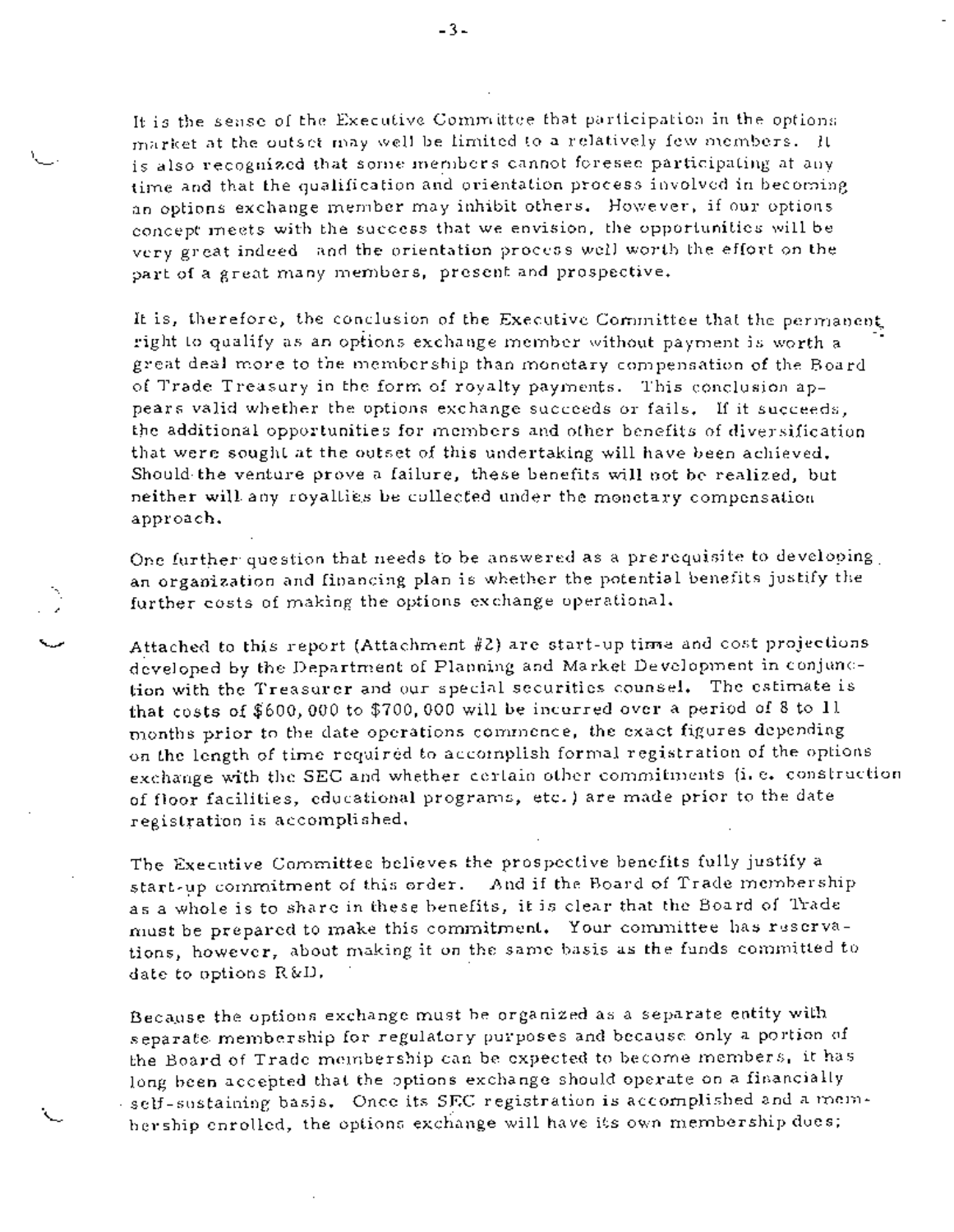It is the sense of the Executive Committee that participation in the options market at the outset may well be limited to a relatively few members. It is also recognized that some members cannot foresee participating at any time and that the qualification and orientation process involved in becoming an options exchange member may inhibit others. However, if our options concept meets with the success that we envision, the opportunities will be very great indeed and the orientation process well worth the effort on the part of a great many members, present and prospective.

It is, therefore, the conclusion of the Executive Committee that the permanent right to qualify as an options exchange member without payment is worth a great deal more to the membership than monetary compensation of the Board of Trade Treasury in the form of royalty payments. This conclusion appears valid whether the options exchange succeeds or fails. If it succeeds, the additional opportunities for members and other benefits of diversification that were sought at the outset of this undertaking will have been achieved. Should the venture prove a failure, these benefits will not be realized, but neither will any royalties be collected under the monetary compensation approach.

One further question that needs to be answered as a prerequisite to developing an organization and financing plan is whether the potential benefits justify the further costs of making the options exchange operational.

Attached to this report (Attachment #2) are start-up time and cost projections developed by the Department of Planning and Market Development in conjunction with the Treasurer and our special securities counsel. The estimate is that costs of $600,000 to $700,000 will be incurred over a period of 8 to 11 months prior to the date operations commence, the exact figures depending on the length of time required to accomplish formal registration of the options exchange with the SEC and whether certain other commitments (i.e. construction of floor facilities, educational programs, etc.) are made prior to the date registration is accomplished.

The Executive Committee believes the prospective benefits fully justify a start-up commitment of this order. And if the Board of Trade membership as a whole is to share in these benefits, it is clear that the Board of Trade must be prepared to make this commitment. Your committee has reservations, however, about making it on the same basis as the funds committed to date to options R&D.

Because the options exchange must be organized as a separate entity with separate membership for regulatory purposes and because only a portion of the Board of Trade membership can be expected to become members, it has long been accepted that the options exchange should operate on a financially self-sustaining basis. Once its SEC registration is accomplished and a membership enrolled, the options exchange will have its own membership dues;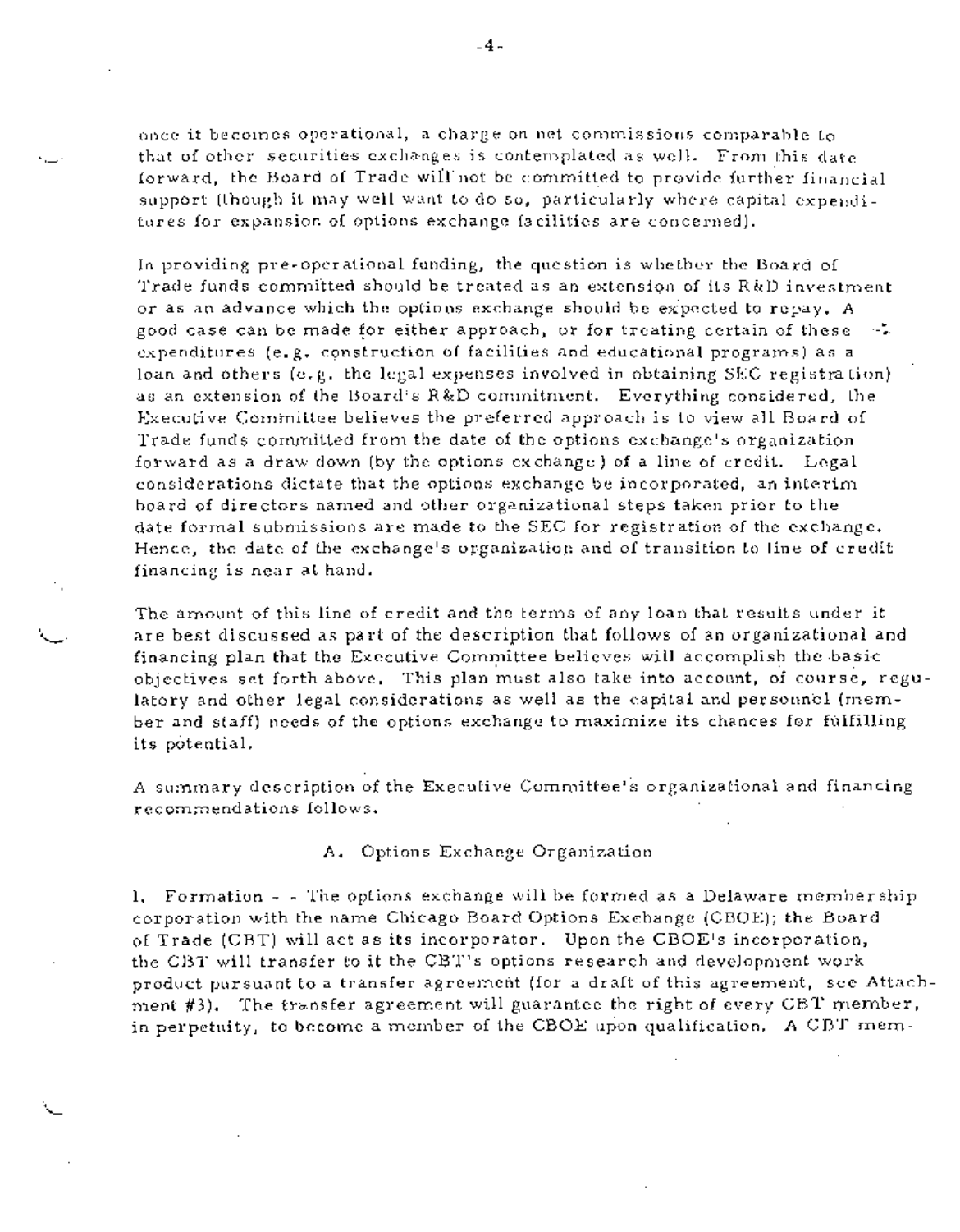once it becomes operational, a charge on net commissions comparable to that of other securities exchanges is contemplated as well. From this date forward, the Board of Trade will not be committed to provide further financial support (though it may well want to do so, particularly where capital expenditures for expansion of options exchange facilities are concerned).

In providing pre-operational funding, the question is whether the Board of Trade funds committed should be treated as an extension of its R&D investment or as an advance which the options exchange should be expected to repay. A good case can be made for either approach, or for treating certain of these expenditures (e.g. construction of facilities and educational programs) as a loan and others (e.g. the legal expenses involved in obtaining SEC registration) as an extension of the Board's R&D commitment. Everything considered, the Executive Committee believes the preferred approach is to view all Board of Trade funds committed from the date of the options exchange's organization forward as a draw down (by the options exchange) of a line of credit. Legal considerations dictate that the options exchange be incorporated, an interim board of directors named and other organizational steps taken prior to the date formal submissions are made to the SEC for registration of the exchange. Hence, the date of the exchange's organization and of transition to line of credit financing is near at hand.

The amount of this line of credit and the terms of any loan that results under it are best discussed as part of the description that follows of an organizational and financing plan that the Executive Committee believes will accomplish the basic objectives set forth above. This plan must also take into account, of course, regulatory and other legal considerations as well as the capital and personnel (member and staff) needs of the options exchange to maximize its chances for fulfilling its potential.

A summary description of the Executive Committee's organizational and financing recommendations follows.

### A. Options Exchange Organization

1. Formation - - The options exchange will be formed as a Delaware membership corporation with the name Chicago Board Options Exchange (CBOE); the Board of Trade (CBT) will act as its incorporator. Upon the CBOE's incorporation, the CBT will transfer to it the CBT's options research and development work product pursuant to a transfer agreement (for a draft of this agreement, see Attachment #3). The transfer agreement will guarantee the right of every CBT member, in perpetuity, to become a member of the CBOE upon qualification. A CBT mem-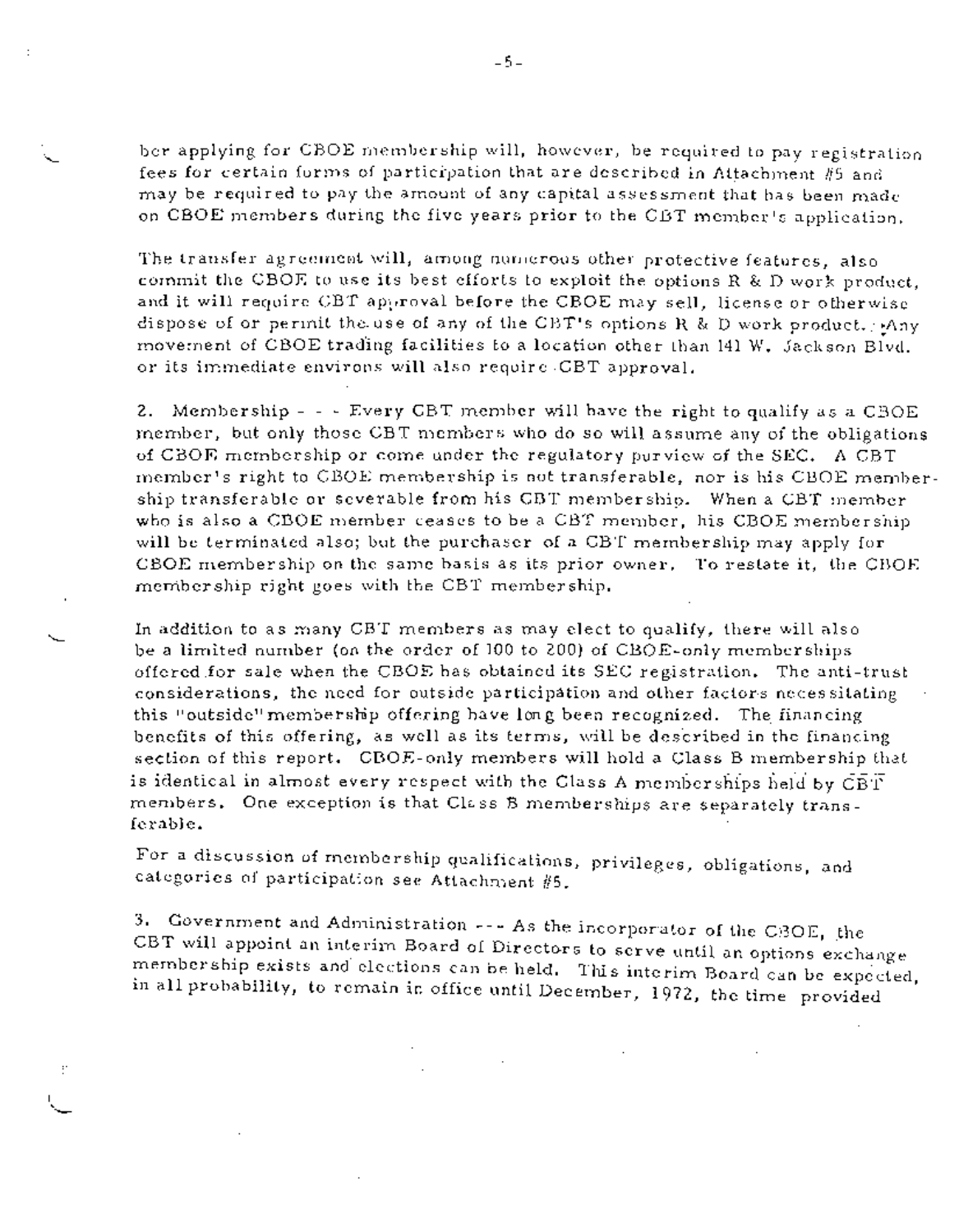ber applying for CBOE membership will, however, be required to pay registration fees for certain forms of participation that are described in Attachment #5 and may be required to pay the amount of any capital assessment that has been made on CBOE members during the five years prior to the CBT member's application.

The transfer agreement will, among numerous other protective features, also commit the CBOE to use its best efforts to exploit the options R & D work product, and it will require CBT approval before the CBOE may sell, license or otherwise dispose of or permit the use of any of the CBT's options R & D work product. Any movement of CBOE trading facilities to a location other than 141 W. Jackson Blvd. or its immediate environs will also require CBT approval.

2. Membership - - - Every CBT member will have the right to qualify as a CBOE member, but only those CBT members who do so will assume any of the obligations of CBOE membership or come under the regulatory purview of the SEC. A CBT member's right to CBOE membership is not transferable, nor is his CBOE membership transferable or severable from his CBT membership. When a CBT member who is also a CBOE member ceases to be a CBT member, his CBOE membership will be terminated also; but the purchaser of a CBT membership may apply for CBOE membership on the same basis as its prior owner. To restate it, the CBOE membership right goes with the CBT membership.

In addition to as many CBT members as may elect to qualify, there will also be a limited number (on the order of 100 to 200) of CBOE-only memberships offered for sale when the CBOE has obtained its SEC registration. The anti-trust considerations, the need for outside participation and other factors necessitating this "outside" membership offering have long been recognized. The financing benefits of this offering, as well as its terms, will be described in the financing section of this report. CBOE-only members will hold a Class B membership that is identical in almost every respect with the Class A memberships held by CBT members. One exception is that Class B memberships are separately transferable.

For a discussion of membership qualifications, privileges, obligations, and categories of participation see Attachment #5.

3. Government and Administration --- As the incorporator of the CBOE, the CBT will appoint an interim Board of Directors to serve until an options exchange membership exists and elections can be held. This interim Board can be expected, in all probability, to remain in office until December, 1972, the time provided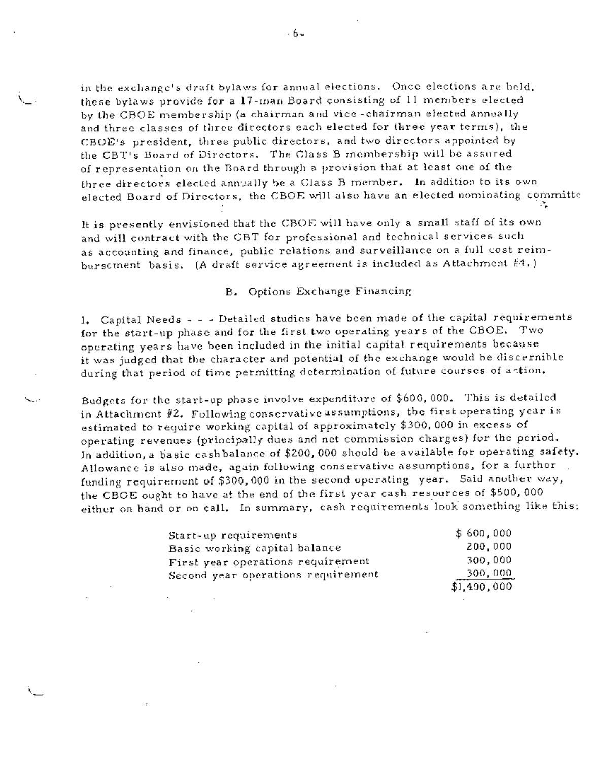in the exchange's draft bylaws for annual elections. Once elections are held, these bylaws provide for a 17-man Board consisting of 11 members elected by the CBOE membership (a chairman and vice-chairman elected annually and three classes of three directors each elected for three year terms), the CBOE's president, three public directors, and two directors appointed by the CBT's Board of Directors. The Class B membership will be assured of representation on the Board through a provision that at least one of the three directors elected annually be a Class B member. In addition to its own elected Board of Directors, the CBOE will also have an elected nominating committe

It is presently envisioned that the CBOE will have only a small staff of its own and will contract with the CBT for professional and technical services such as accounting and finance, public relations and surveillance on a full cost reimbursement basis. (A draft service agreement is included as Attachment #4.)

## B. Options Exchange Financing

1. Capital Needs - - - Detailed studies have been made of the capital requirements for the start-up phase and for the first two operating years of the CBOE. Two operating years have been included in the initial capital requirements because it was judged that the character and potential of the exchange would be discernible during that period of time permitting determination of future courses of action.

Budgets for the start-up phase involve expenditure of $600,000. This is detailed in Attachment #2. Following conservative assumptions, the first operating year is estimated to require working capital of approximately $300,000 in excess of operating revenues (principally dues and net commission charges) for the period. In addition, a basic cash balance of $200,000 should be available for operating safety. Allowance is also made, again following conservative assumptions, for a further funding requirement of $300,000 in the second operating year. Said another way, the CBOE ought to have at the end of the first year cash resources of $500,000 either on hand or on call. In summary, cash requirements look something like this:

| | |
|---|---|
| Start-up requirements | $ 600,000 |
| Basic working capital balance | 200,000 |
| First year operations requirement | 300,000 |
| Second year operations requirement | 300,000 |
| | $1,400,000 |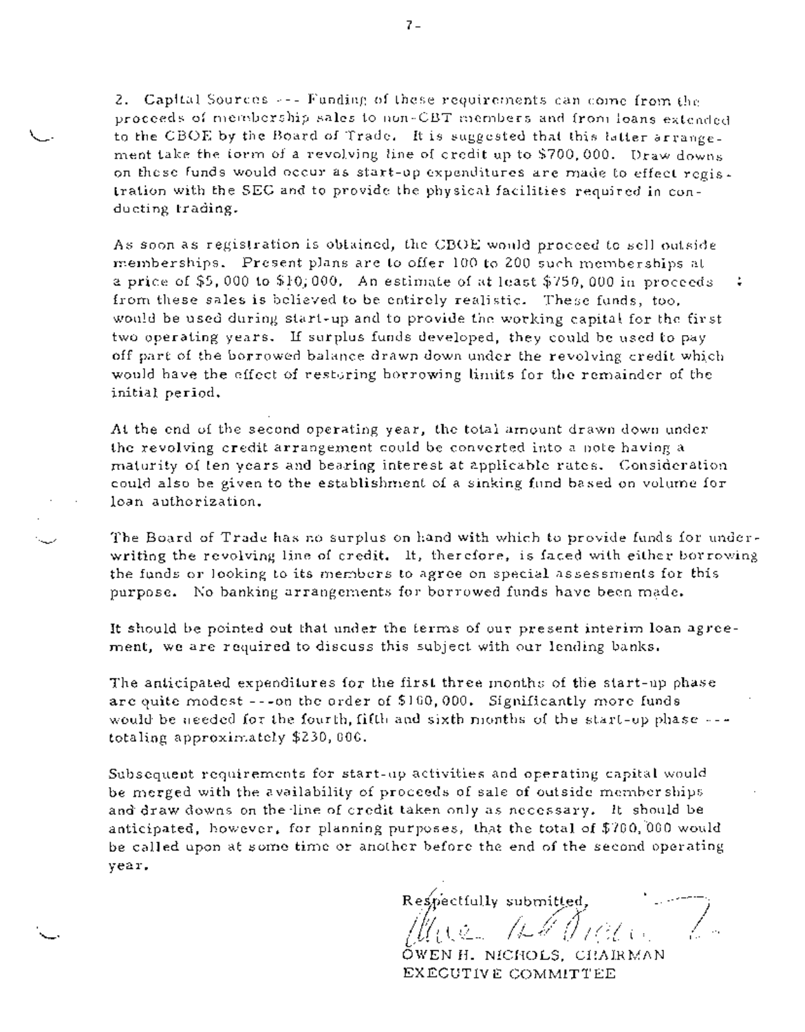2. Capital Sources --- Funding of these requirements can come from the proceeds of membership sales to non-CBT members and from loans extended to the CBOE by the Board of Trade. It is suggested that this latter arrangement take the form of a revolving line of credit up to $700,000. Draw downs on these funds would occur as start-up expenditures are made to effect registration with the SEC and to provide the physical facilities required in conducting trading.

As soon as registration is obtained, the CBOE would proceed to sell outside memberships. Present plans are to offer 100 to 200 such memberships at a price of $5,000 to $10,000. An estimate of at least $750,000 in proceeds from these sales is believed to be entirely realistic. These funds, too, would be used during start-up and to provide the working capital for the first two operating years. If surplus funds developed, they could be used to pay off part of the borrowed balance drawn down under the revolving credit which would have the effect of restoring borrowing limits for the remainder of the initial period.

At the end of the second operating year, the total amount drawn down under the revolving credit arrangement could be converted into a note having a maturity of ten years and bearing interest at applicable rates. Consideration could also be given to the establishment of a sinking fund based on volume for loan authorization.

The Board of Trade has no surplus on hand with which to provide funds for underwriting the revolving line of credit. It, therefore, is faced with either borrowing the funds or looking to its members to agree on special assessments for this purpose. No banking arrangements for borrowed funds have been made.

It should be pointed out that under the terms of our present interim loan agreement, we are required to discuss this subject with our lending banks.

The anticipated expenditures for the first three months of the start-up phase are quite modest ---on the order of $100,000. Significantly more funds would be needed for the fourth, fifth and sixth months of the start-up phase --- totaling approximately $230,000.

Subsequent requirements for start-up activities and operating capital would be merged with the availability of proceeds of sale of outside memberships and draw downs on the line of credit taken only as necessary. It should be anticipated, however, for planning purposes, that the total of $700,000 would be called upon at some time or another before the end of the second operating year.

Respectfully submitted,

OWEN H. NICHOLS, CHAIRMAN
EXECUTIVE COMMITTEE